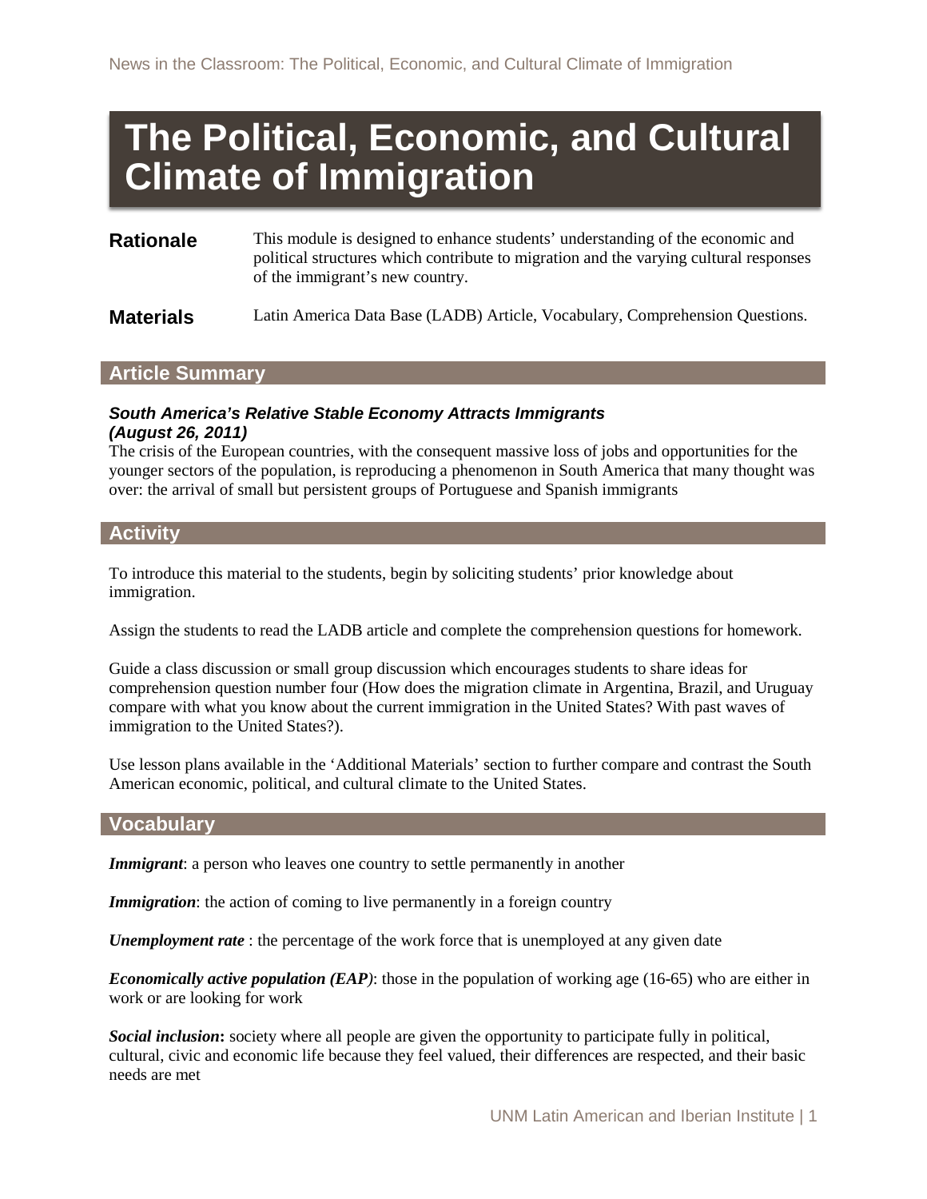# The Political, Economic, and Cultural Climate of Immigration

**Rationale**

This module is designed to enhance students' understanding of the economic and political structures which contribute to migration and the varying cultural responses of the immigrant's new country.

**Materials**

Latin America Data Base (LADB) Article, Vocabulary, Comprehension Questions.

## Article Summary

***South America's Relative Stable Economy Attracts Immigrants (August 26, 2011)***

The crisis of the European countries, with the consequent massive loss of jobs and opportunities for the younger sectors of the population, is reproducing a phenomenon in South America that many thought was over: the arrival of small but persistent groups of Portuguese and Spanish immigrants

## Activity

To introduce this material to the students, begin by soliciting students' prior knowledge about immigration.

Assign the students to read the LADB article and complete the comprehension questions for homework.

Guide a class discussion or small group discussion which encourages students to share ideas for comprehension question number four (How does the migration climate in Argentina, Brazil, and Uruguay compare with what you know about the current immigration in the United States? With past waves of immigration to the United States?).

Use lesson plans available in the 'Additional Materials' section to further compare and contrast the South American economic, political, and cultural climate to the United States.

## Vocabulary

***Immigrant***: a person who leaves one country to settle permanently in another

***Immigration***: the action of coming to live permanently in a foreign country

***Unemployment rate*** : the percentage of the work force that is unemployed at any given date

***Economically active population (EAP)***: those in the population of working age (16-65) who are either in work or are looking for work

***Social inclusion*****:** society where all people are given the opportunity to participate fully in political, cultural, civic and economic life because they feel valued, their differences are respected, and their basic needs are met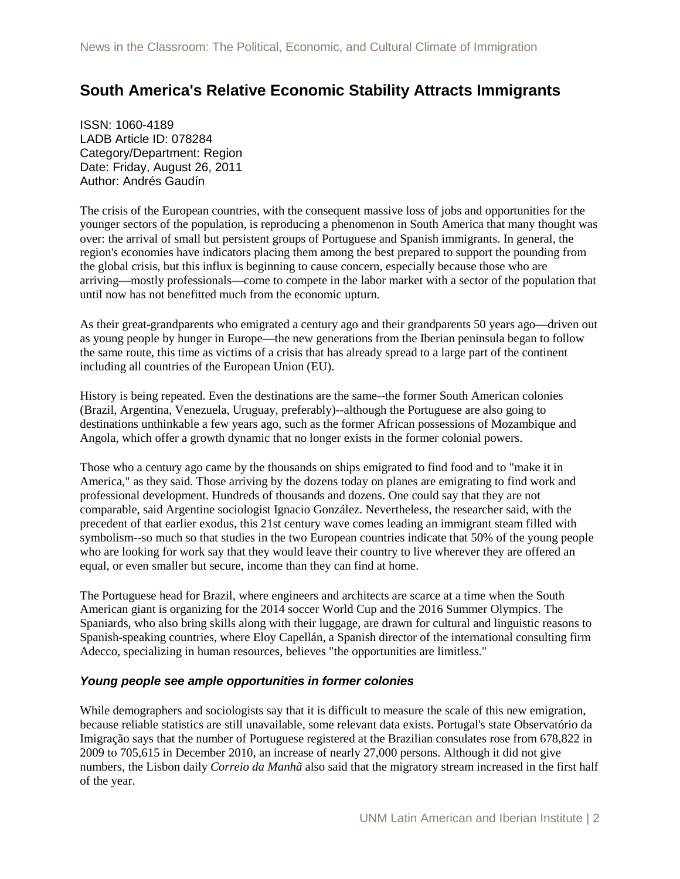## South America's Relative Economic Stability Attracts Immigrants

ISSN: 1060-4189
LADB Article ID: 078284
Category/Department: Region
Date: Friday, August 26, 2011
Author: Andrés Gaudín

The crisis of the European countries, with the consequent massive loss of jobs and opportunities for the younger sectors of the population, is reproducing a phenomenon in South America that many thought was over: the arrival of small but persistent groups of Portuguese and Spanish immigrants. In general, the region's economies have indicators placing them among the best prepared to support the pounding from the global crisis, but this influx is beginning to cause concern, especially because those who are arriving—mostly professionals—come to compete in the labor market with a sector of the population that until now has not benefitted much from the economic upturn.

As their great-grandparents who emigrated a century ago and their grandparents 50 years ago—driven out as young people by hunger in Europe—the new generations from the Iberian peninsula began to follow the same route, this time as victims of a crisis that has already spread to a large part of the continent including all countries of the European Union (EU).

History is being repeated. Even the destinations are the same--the former South American colonies (Brazil, Argentina, Venezuela, Uruguay, preferably)--although the Portuguese are also going to destinations unthinkable a few years ago, such as the former African possessions of Mozambique and Angola, which offer a growth dynamic that no longer exists in the former colonial powers.

Those who a century ago came by the thousands on ships emigrated to find food and to "make it in America," as they said. Those arriving by the dozens today on planes are emigrating to find work and professional development. Hundreds of thousands and dozens. One could say that they are not comparable, said Argentine sociologist Ignacio González. Nevertheless, the researcher said, with the precedent of that earlier exodus, this 21st century wave comes leading an immigrant steam filled with symbolism--so much so that studies in the two European countries indicate that 50% of the young people who are looking for work say that they would leave their country to live wherever they are offered an equal, or even smaller but secure, income than they can find at home.

The Portuguese head for Brazil, where engineers and architects are scarce at a time when the South American giant is organizing for the 2014 soccer World Cup and the 2016 Summer Olympics. The Spaniards, who also bring skills along with their luggage, are drawn for cultural and linguistic reasons to Spanish-speaking countries, where Eloy Capellán, a Spanish director of the international consulting firm Adecco, specializing in human resources, believes "the opportunities are limitless."

### *Young people see ample opportunities in former colonies*

While demographers and sociologists say that it is difficult to measure the scale of this new emigration, because reliable statistics are still unavailable, some relevant data exists. Portugal's state Observatório da Imigração says that the number of Portuguese registered at the Brazilian consulates rose from 678,822 in 2009 to 705,615 in December 2010, an increase of nearly 27,000 persons. Although it did not give numbers, the Lisbon daily *Correio da Manhã* also said that the migratory stream increased in the first half of the year.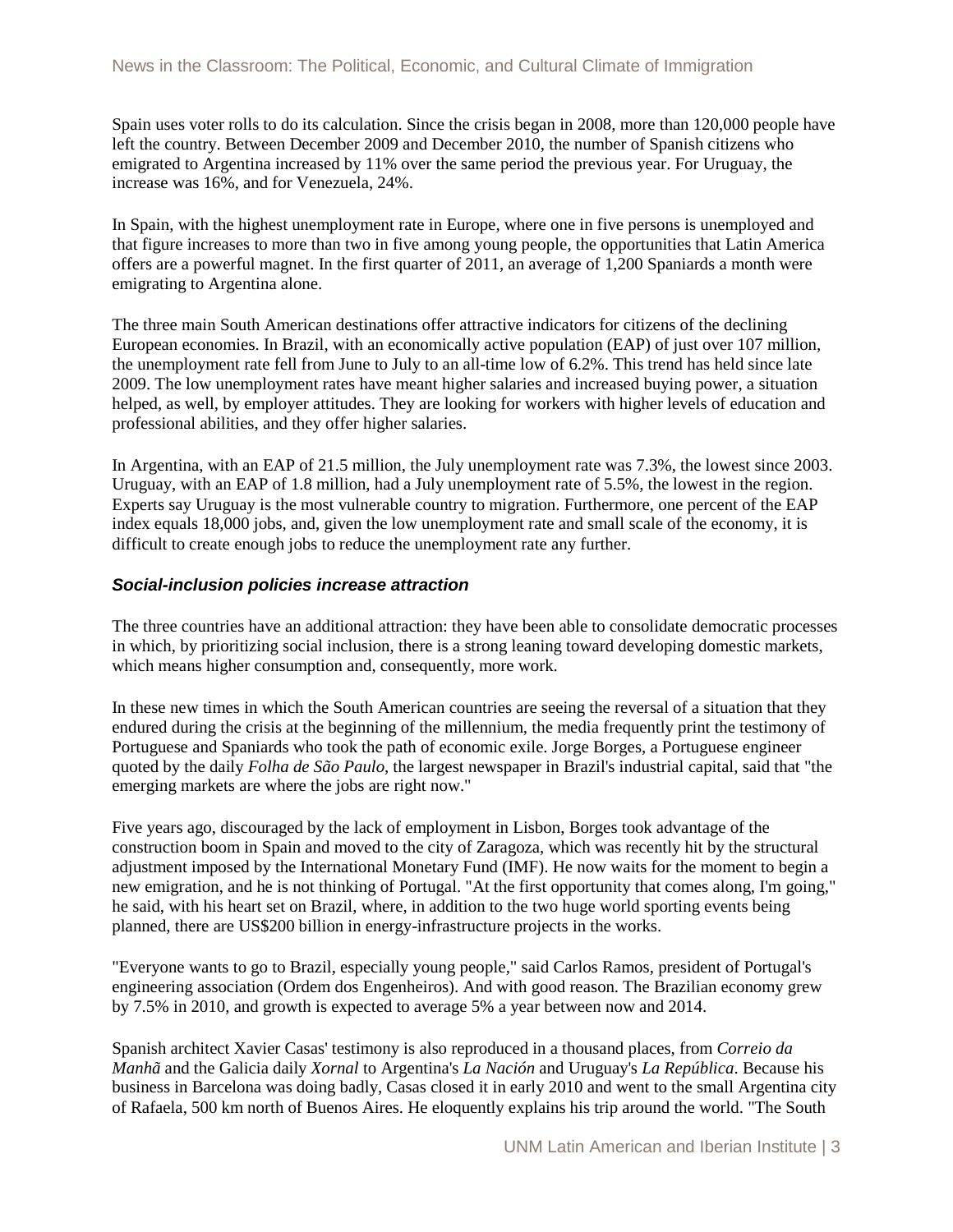Spain uses voter rolls to do its calculation. Since the crisis began in 2008, more than 120,000 people have left the country. Between December 2009 and December 2010, the number of Spanish citizens who emigrated to Argentina increased by 11% over the same period the previous year. For Uruguay, the increase was 16%, and for Venezuela, 24%.

In Spain, with the highest unemployment rate in Europe, where one in five persons is unemployed and that figure increases to more than two in five among young people, the opportunities that Latin America offers are a powerful magnet. In the first quarter of 2011, an average of 1,200 Spaniards a month were emigrating to Argentina alone.

The three main South American destinations offer attractive indicators for citizens of the declining European economies. In Brazil, with an economically active population (EAP) of just over 107 million, the unemployment rate fell from June to July to an all-time low of 6.2%. This trend has held since late 2009. The low unemployment rates have meant higher salaries and increased buying power, a situation helped, as well, by employer attitudes. They are looking for workers with higher levels of education and professional abilities, and they offer higher salaries.

In Argentina, with an EAP of 21.5 million, the July unemployment rate was 7.3%, the lowest since 2003. Uruguay, with an EAP of 1.8 million, had a July unemployment rate of 5.5%, the lowest in the region. Experts say Uruguay is the most vulnerable country to migration. Furthermore, one percent of the EAP index equals 18,000 jobs, and, given the low unemployment rate and small scale of the economy, it is difficult to create enough jobs to reduce the unemployment rate any further.

### *Social-inclusion policies increase attraction*

The three countries have an additional attraction: they have been able to consolidate democratic processes in which, by prioritizing social inclusion, there is a strong leaning toward developing domestic markets, which means higher consumption and, consequently, more work.

In these new times in which the South American countries are seeing the reversal of a situation that they endured during the crisis at the beginning of the millennium, the media frequently print the testimony of Portuguese and Spaniards who took the path of economic exile. Jorge Borges, a Portuguese engineer quoted by the daily *Folha de São Paulo*, the largest newspaper in Brazil's industrial capital, said that "the emerging markets are where the jobs are right now."

Five years ago, discouraged by the lack of employment in Lisbon, Borges took advantage of the construction boom in Spain and moved to the city of Zaragoza, which was recently hit by the structural adjustment imposed by the International Monetary Fund (IMF). He now waits for the moment to begin a new emigration, and he is not thinking of Portugal. "At the first opportunity that comes along, I'm going," he said, with his heart set on Brazil, where, in addition to the two huge world sporting events being planned, there are US$200 billion in energy-infrastructure projects in the works.

"Everyone wants to go to Brazil, especially young people," said Carlos Ramos, president of Portugal's engineering association (Ordem dos Engenheiros). And with good reason. The Brazilian economy grew by 7.5% in 2010, and growth is expected to average 5% a year between now and 2014.

Spanish architect Xavier Casas' testimony is also reproduced in a thousand places, from *Correio da Manhã* and the Galicia daily *Xornal* to Argentina's *La Nación* and Uruguay's *La República*. Because his business in Barcelona was doing badly, Casas closed it in early 2010 and went to the small Argentina city of Rafaela, 500 km north of Buenos Aires. He eloquently explains his trip around the world. "The South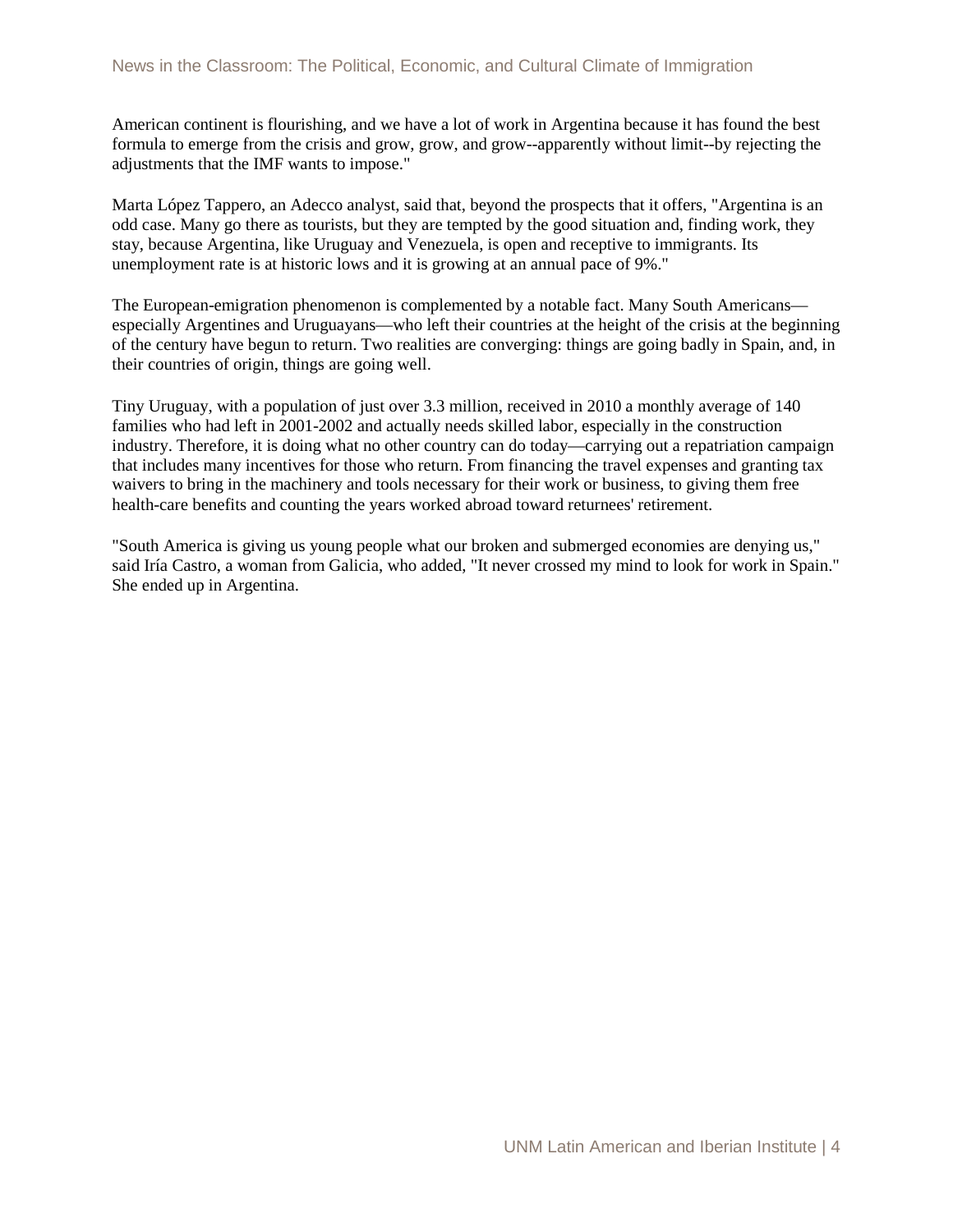American continent is flourishing, and we have a lot of work in Argentina because it has found the best formula to emerge from the crisis and grow, grow, and grow--apparently without limit--by rejecting the adjustments that the IMF wants to impose."

Marta López Tappero, an Adecco analyst, said that, beyond the prospects that it offers, "Argentina is an odd case. Many go there as tourists, but they are tempted by the good situation and, finding work, they stay, because Argentina, like Uruguay and Venezuela, is open and receptive to immigrants. Its unemployment rate is at historic lows and it is growing at an annual pace of 9%."

The European-emigration phenomenon is complemented by a notable fact. Many South Americans—especially Argentines and Uruguayans—who left their countries at the height of the crisis at the beginning of the century have begun to return. Two realities are converging: things are going badly in Spain, and, in their countries of origin, things are going well.

Tiny Uruguay, with a population of just over 3.3 million, received in 2010 a monthly average of 140 families who had left in 2001-2002 and actually needs skilled labor, especially in the construction industry. Therefore, it is doing what no other country can do today—carrying out a repatriation campaign that includes many incentives for those who return. From financing the travel expenses and granting tax waivers to bring in the machinery and tools necessary for their work or business, to giving them free health-care benefits and counting the years worked abroad toward returnees' retirement.

"South America is giving us young people what our broken and submerged economies are denying us," said Iría Castro, a woman from Galicia, who added, "It never crossed my mind to look for work in Spain." She ended up in Argentina.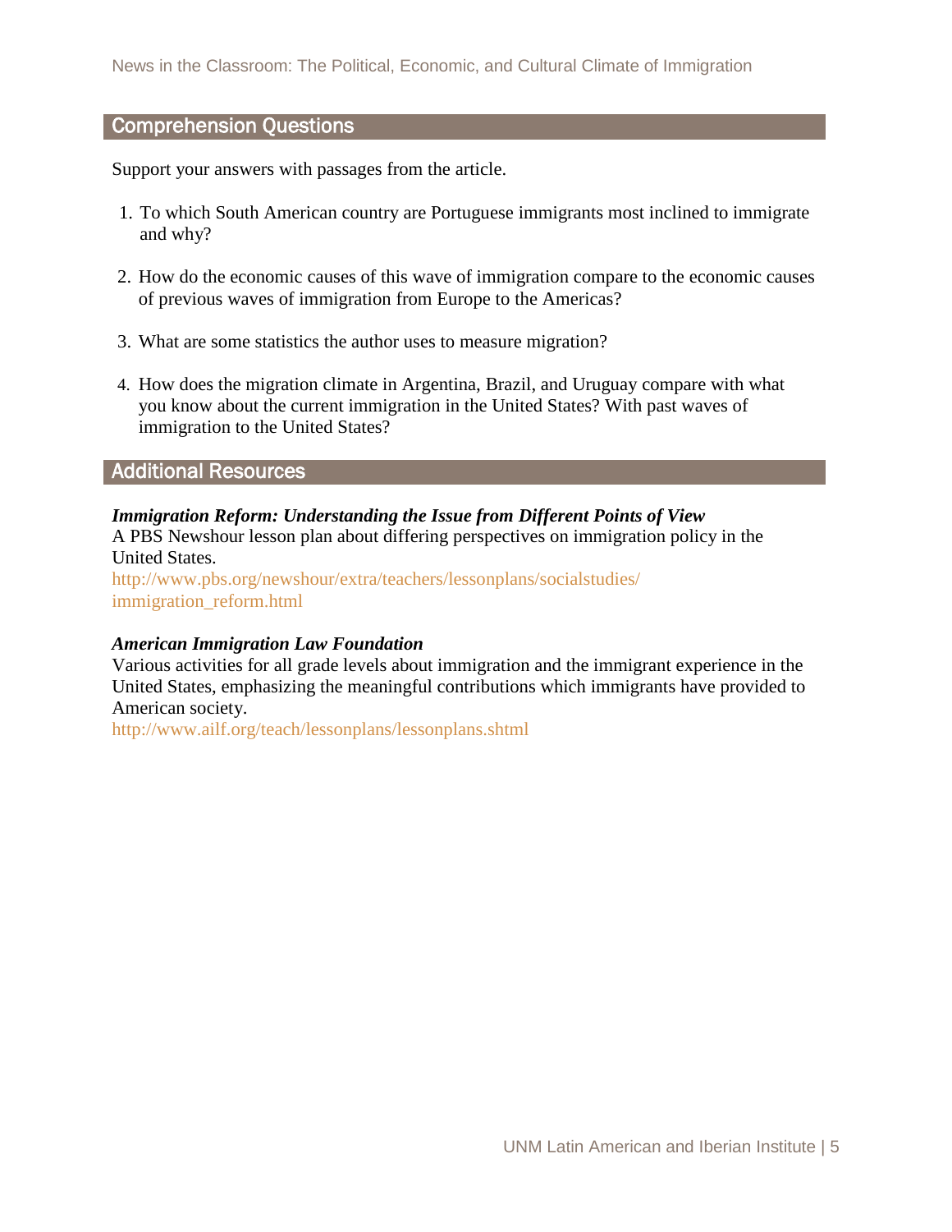## Comprehension Questions

Support your answers with passages from the article.

1. To which South American country are Portuguese immigrants most inclined to immigrate and why?
2. How do the economic causes of this wave of immigration compare to the economic causes of previous waves of immigration from Europe to the Americas?
3. What are some statistics the author uses to measure migration?
4. How does the migration climate in Argentina, Brazil, and Uruguay compare with what you know about the current immigration in the United States? With past waves of immigration to the United States?

## Additional Resources

***Immigration Reform: Understanding the Issue from Different Points of View***
A PBS Newshour lesson plan about differing perspectives on immigration policy in the United States.
http://www.pbs.org/newshour/extra/teachers/lessonplans/socialstudies/immigration_reform.html

***American Immigration Law Foundation***
Various activities for all grade levels about immigration and the immigrant experience in the United States, emphasizing the meaningful contributions which immigrants have provided to American society.
http://www.ailf.org/teach/lessonplans/lessonplans.shtml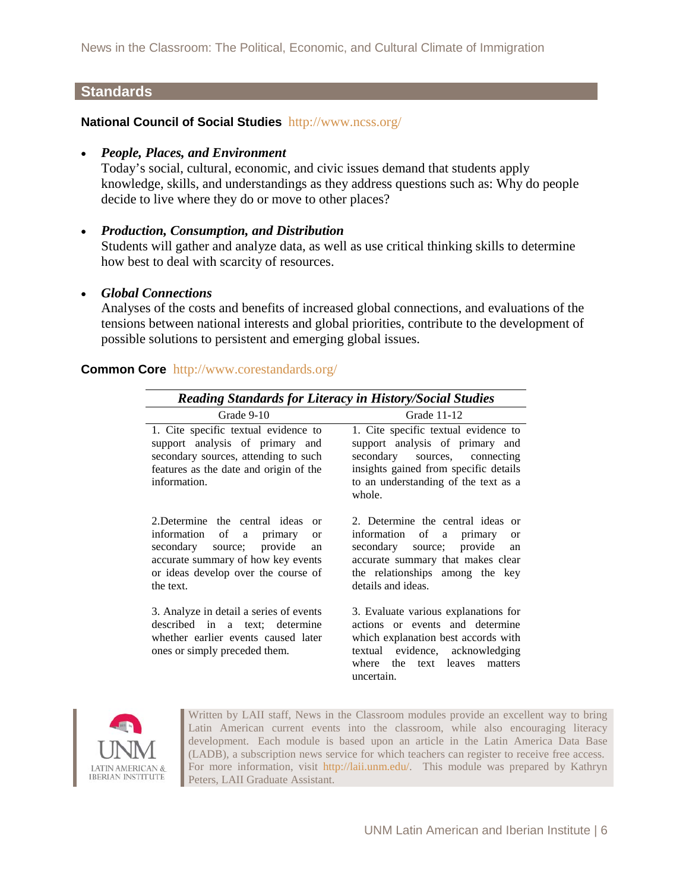## Standards

**National Council of Social Studies** http://www.ncss.org/

- ***People, Places, and Environment***
  Today's social, cultural, economic, and civic issues demand that students apply knowledge, skills, and understandings as they address questions such as: Why do people decide to live where they do or move to other places?

- ***Production, Consumption, and Distribution***
  Students will gather and analyze data, as well as use critical thinking skills to determine how best to deal with scarcity of resources.

- ***Global Connections***
  Analyses of the costs and benefits of increased global connections, and evaluations of the tensions between national interests and global priorities, contribute to the development of possible solutions to persistent and emerging global issues.

**Common Core** http://www.corestandards.org/

***Reading Standards for Literacy in History/Social Studies***

| Grade 9-10 | Grade 11-12 |
|---|---|
| 1. Cite specific textual evidence to support analysis of primary and secondary sources, attending to such features as the date and origin of the information. | 1. Cite specific textual evidence to support analysis of primary and secondary sources, connecting insights gained from specific details to an understanding of the text as a whole. |
| 2.Determine the central ideas or information of a primary or secondary source; provide an accurate summary of how key events or ideas develop over the course of the text. | 2. Determine the central ideas or information of a primary or secondary source; provide an accurate summary that makes clear the relationships among the key details and ideas. |
| 3. Analyze in detail a series of events described in a text; determine whether earlier events caused later ones or simply preceded them. | 3. Evaluate various explanations for actions or events and determine which explanation best accords with textual evidence, acknowledging where the text leaves matters uncertain. |

UNM LATIN AMERICAN & IBERIAN INSTITUTE

Written by LAII staff, News in the Classroom modules provide an excellent way to bring Latin American current events into the classroom, while also encouraging literacy development. Each module is based upon an article in the Latin America Data Base (LADB), a subscription news service for which teachers can register to receive free access. For more information, visit http://laii.unm.edu/. This module was prepared by Kathryn Peters, LAII Graduate Assistant.